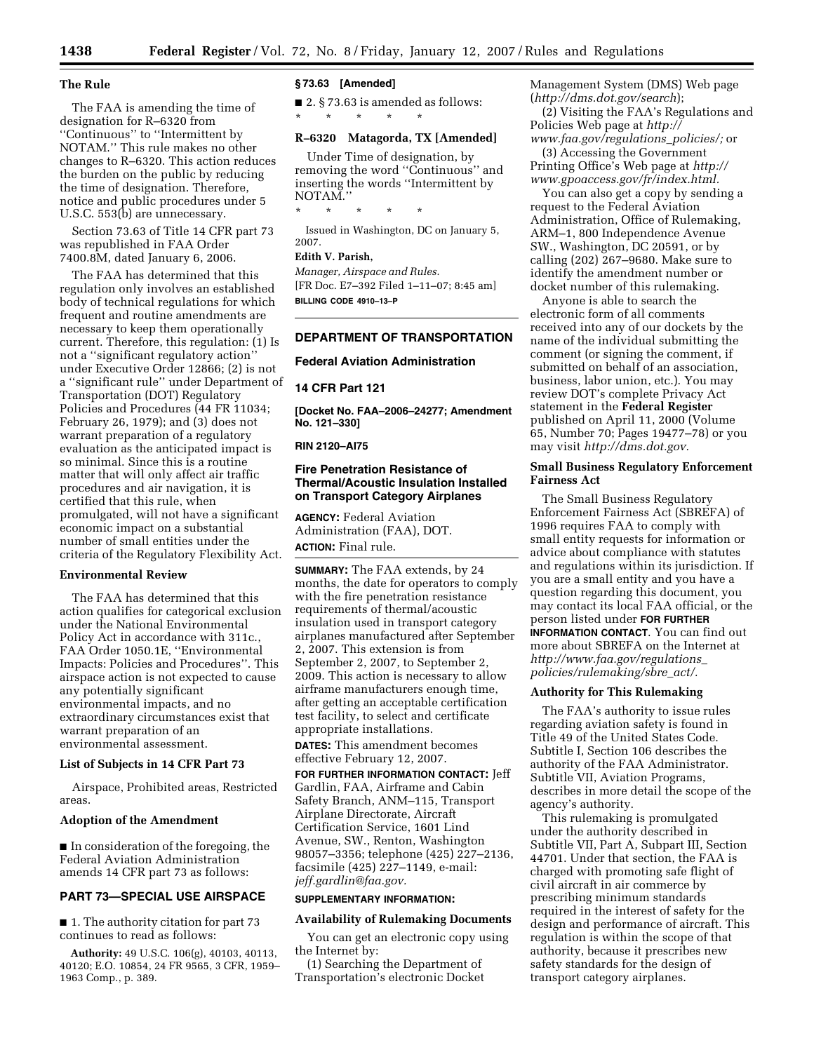## The Rule

The FAA is amending the time of designation for R–6320 from ''Continuous'' to ''Intermittent by NOTAM.'' This rule makes no other changes to R–6320. This action reduces the burden on the public by reducing the time of designation. Therefore, notice and public procedures under 5 U.S.C. 553(b) are unnecessary.

Section 73.63 of Title 14 CFR part 73 was republished in FAA Order 7400.8M, dated January 6, 2006.

The FAA has determined that this regulation only involves an established body of technical regulations for which frequent and routine amendments are necessary to keep them operationally current. Therefore, this regulation: (1) Is not a ''significant regulatory action'' under Executive Order 12866; (2) is not a ''significant rule'' under Department of Transportation (DOT) Regulatory Policies and Procedures (44 FR 11034; February 26, 1979); and (3) does not warrant preparation of a regulatory evaluation as the anticipated impact is so minimal. Since this is a routine matter that will only affect air traffic procedures and air navigation, it is certified that this rule, when promulgated, will not have a significant economic impact on a substantial number of small entities under the criteria of the Regulatory Flexibility Act.

## Environmental Review

The FAA has determined that this action qualifies for categorical exclusion under the National Environmental Policy Act in accordance with 311c., FAA Order 1050.1E, ''Environmental Impacts: Policies and Procedures''. This airspace action is not expected to cause any potentially significant environmental impacts, and no extraordinary circumstances exist that warrant preparation of an environmental assessment.

## List of Subjects in 14 CFR Part 73

Airspace, Prohibited areas, Restricted areas.

## Adoption of the Amendment

■ In consideration of the foregoing, the Federal Aviation Administration amends 14 CFR part 73 as follows:

## PART 73—SPECIAL USE AIRSPACE

■ 1. The authority citation for part 73 continues to read as follows:

**Authority:** 49 U.S.C. 106(g), 40103, 40113, 40120; E.O. 10854, 24 FR 9565, 3 CFR, 1959–1963 Comp., p. 389.

### § 73.63 [Amended]

■ 2. § 73.63 is amended as follows:

\* \* \* \* \*

### R–6320 Matagorda, TX [Amended]

Under Time of designation, by removing the word ''Continuous'' and inserting the words ''Intermittent by NOTAM.''

\* \* \* \* \*

Issued in Washington, DC on January 5, 2007.

**Edith V. Parish,**

*Manager, Airspace and Rules.*

[FR Doc. E7–392 Filed 1–11–07; 8:45 am]

**BILLING CODE 4910–13–P**

---

## DEPARTMENT OF TRANSPORTATION

## Federal Aviation Administration

## 14 CFR Part 121

**[Docket No. FAA–2006–24277; Amendment No. 121–330]**

**RIN 2120–AI75**

## Fire Penetration Resistance of Thermal/Acoustic Insulation Installed on Transport Category Airplanes

**AGENCY:** Federal Aviation Administration (FAA), DOT.

**ACTION:** Final rule.

**SUMMARY:** The FAA extends, by 24 months, the date for operators to comply with the fire penetration resistance requirements of thermal/acoustic insulation used in transport category airplanes manufactured after September 2, 2007. This extension is from September 2, 2007, to September 2, 2009. This action is necessary to allow airframe manufacturers enough time, after getting an acceptable certification test facility, to select and certificate appropriate installations.

**DATES:** This amendment becomes effective February 12, 2007.

**FOR FURTHER INFORMATION CONTACT:** Jeff Gardlin, FAA, Airframe and Cabin Safety Branch, ANM–115, Transport Airplane Directorate, Aircraft Certification Service, 1601 Lind Avenue, SW., Renton, Washington 98057–3356; telephone (425) 227–2136, facsimile (425) 227–1149, e-mail: *jeff.gardlin@faa.gov.*

**SUPPLEMENTARY INFORMATION:**

## Availability of Rulemaking Documents

You can get an electronic copy using the Internet by:

(1) Searching the Department of Transportation's electronic Docket Management System (DMS) Web page (*http://dms.dot.gov/search*);

(2) Visiting the FAA's Regulations and Policies Web page at *http://www.faa.gov/regulations_policies/;* or

(3) Accessing the Government Printing Office's Web page at *http://www.gpoaccess.gov/fr/index.html.*

You can also get a copy by sending a request to the Federal Aviation Administration, Office of Rulemaking, ARM–1, 800 Independence Avenue SW., Washington, DC 20591, or by calling (202) 267–9680. Make sure to identify the amendment number or docket number of this rulemaking.

Anyone is able to search the electronic form of all comments received into any of our dockets by the name of the individual submitting the comment (or signing the comment, if submitted on behalf of an association, business, labor union, etc.). You may review DOT's complete Privacy Act statement in the **Federal Register** published on April 11, 2000 (Volume 65, Number 70; Pages 19477–78) or you may visit *http://dms.dot.gov.*

## Small Business Regulatory Enforcement Fairness Act

The Small Business Regulatory Enforcement Fairness Act (SBREFA) of 1996 requires FAA to comply with small entity requests for information or advice about compliance with statutes and regulations within its jurisdiction. If you are a small entity and you have a question regarding this document, you may contact its local FAA official, or the person listed under **FOR FURTHER INFORMATION CONTACT**. You can find out more about SBREFA on the Internet at *http://www.faa.gov/regulations_policies/rulemaking/sbre_act/.*

## Authority for This Rulemaking

The FAA's authority to issue rules regarding aviation safety is found in Title 49 of the United States Code. Subtitle I, Section 106 describes the authority of the FAA Administrator. Subtitle VII, Aviation Programs, describes in more detail the scope of the agency's authority.

This rulemaking is promulgated under the authority described in Subtitle VII, Part A, Subpart III, Section 44701. Under that section, the FAA is charged with promoting safe flight of civil aircraft in air commerce by prescribing minimum standards required in the interest of safety for the design and performance of aircraft. This regulation is within the scope of that authority, because it prescribes new safety standards for the design of transport category airplanes.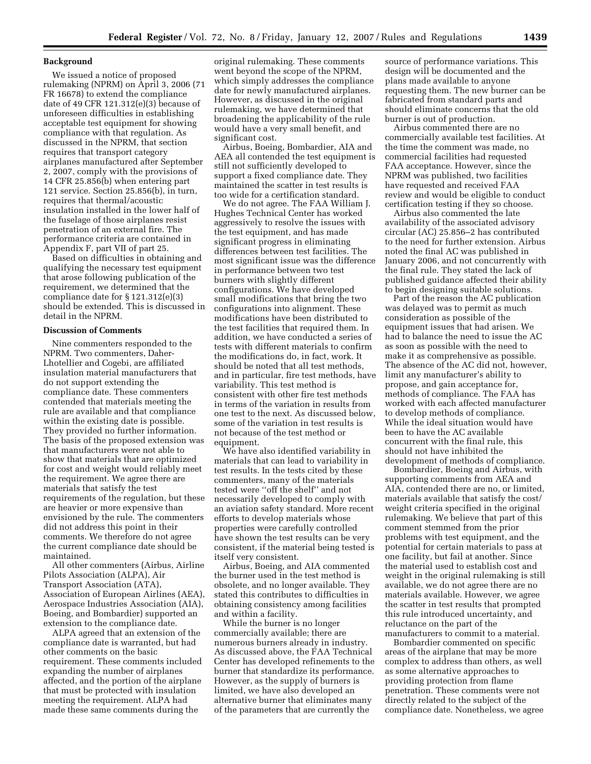## Background

We issued a notice of proposed rulemaking (NPRM) on April 3, 2006 (71 FR 16678) to extend the compliance date of 49 CFR 121.312(e)(3) because of unforeseen difficulties in establishing acceptable test equipment for showing compliance with that regulation. As discussed in the NPRM, that section requires that transport category airplanes manufactured after September 2, 2007, comply with the provisions of 14 CFR 25.856(b) when entering part 121 service. Section 25.856(b), in turn, requires that thermal/acoustic insulation installed in the lower half of the fuselage of those airplanes resist penetration of an external fire. The performance criteria are contained in Appendix F, part VII of part 25.

Based on difficulties in obtaining and qualifying the necessary test equipment that arose following publication of the requirement, we determined that the compliance date for § 121.312(e)(3) should be extended. This is discussed in detail in the NPRM.

## Discussion of Comments

Nine commenters responded to the NPRM. Two commenters, Daher-Lhotellier and Cogebi, are affiliated insulation material manufacturers that do not support extending the compliance date. These commenters contended that materials meeting the rule are available and that compliance within the existing date is possible. They provided no further information. The basis of the proposed extension was that manufacturers were not able to show that materials that are optimized for cost and weight would reliably meet the requirement. We agree there are materials that satisfy the test requirements of the regulation, but these are heavier or more expensive than envisioned by the rule. The commenters did not address this point in their comments. We therefore do not agree the current compliance date should be maintained.

All other commenters (Airbus, Airline Pilots Association (ALPA), Air Transport Association (ATA), Association of European Airlines (AEA), Aerospace Industries Association (AIA), Boeing, and Bombardier) supported an extension to the compliance date.

ALPA agreed that an extension of the compliance date is warranted, but had other comments on the basic requirement. These comments included expanding the number of airplanes affected, and the portion of the airplane that must be protected with insulation meeting the requirement. ALPA had made these same comments during the original rulemaking. These comments went beyond the scope of the NPRM, which simply addresses the compliance date for newly manufactured airplanes. However, as discussed in the original rulemaking, we have determined that broadening the applicability of the rule would have a very small benefit, and significant cost.

Airbus, Boeing, Bombardier, AIA and AEA all contended the test equipment is still not sufficiently developed to support a fixed compliance date. They maintained the scatter in test results is too wide for a certification standard.

We do not agree. The FAA William J. Hughes Technical Center has worked aggressively to resolve the issues with the test equipment, and has made significant progress in eliminating differences between test facilities. The most significant issue was the difference in performance between two test burners with slightly different configurations. We have developed small modifications that bring the two configurations into alignment. These modifications have been distributed to the test facilities that required them. In addition, we have conducted a series of tests with different materials to confirm the modifications do, in fact, work. It should be noted that all test methods, and in particular, fire test methods, have variability. This test method is consistent with other fire test methods in terms of the variation in results from one test to the next. As discussed below, some of the variation in test results is not because of the test method or equipment.

We have also identified variability in materials that can lead to variability in test results. In the tests cited by these commenters, many of the materials tested were "off the shelf" and not necessarily developed to comply with an aviation safety standard. More recent efforts to develop materials whose properties were carefully controlled have shown the test results can be very consistent, if the material being tested is itself very consistent.

Airbus, Boeing, and AIA commented the burner used in the test method is obsolete, and no longer available. They stated this contributes to difficulties in obtaining consistency among facilities and within a facility.

While the burner is no longer commercially available; there are numerous burners already in industry. As discussed above, the FAA Technical Center has developed refinements to the burner that standardize its performance. However, as the supply of burners is limited, we have also developed an alternative burner that eliminates many of the parameters that are currently the source of performance variations. This design will be documented and the plans made available to anyone requesting them. The new burner can be fabricated from standard parts and should eliminate concerns that the old burner is out of production.

Airbus commented there are no commercially available test facilities. At the time the comment was made, no commercial facilities had requested FAA acceptance. However, since the NPRM was published, two facilities have requested and received FAA review and would be eligible to conduct certification testing if they so choose.

Airbus also commented the late availability of the associated advisory circular (AC) 25.856–2 has contributed to the need for further extension. Airbus noted the final AC was published in January 2006, and not concurrently with the final rule. They stated the lack of published guidance affected their ability to begin designing suitable solutions.

Part of the reason the AC publication was delayed was to permit as much consideration as possible of the equipment issues that had arisen. We had to balance the need to issue the AC as soon as possible with the need to make it as comprehensive as possible. The absence of the AC did not, however, limit any manufacturer's ability to propose, and gain acceptance for, methods of compliance. The FAA has worked with each affected manufacturer to develop methods of compliance. While the ideal situation would have been to have the AC available concurrent with the final rule, this should not have inhibited the development of methods of compliance.

Bombardier, Boeing and Airbus, with supporting comments from AEA and AIA, contended there are no, or limited, materials available that satisfy the cost/weight criteria specified in the original rulemaking. We believe that part of this comment stemmed from the prior problems with test equipment, and the potential for certain materials to pass at one facility, but fail at another. Since the material used to establish cost and weight in the original rulemaking is still available, we do not agree there are no materials available. However, we agree the scatter in test results that prompted this rule introduced uncertainty, and reluctance on the part of the manufacturers to commit to a material.

Bombardier commented on specific areas of the airplane that may be more complex to address than others, as well as some alternative approaches to providing protection from flame penetration. These comments were not directly related to the subject of the compliance date. Nonetheless, we agree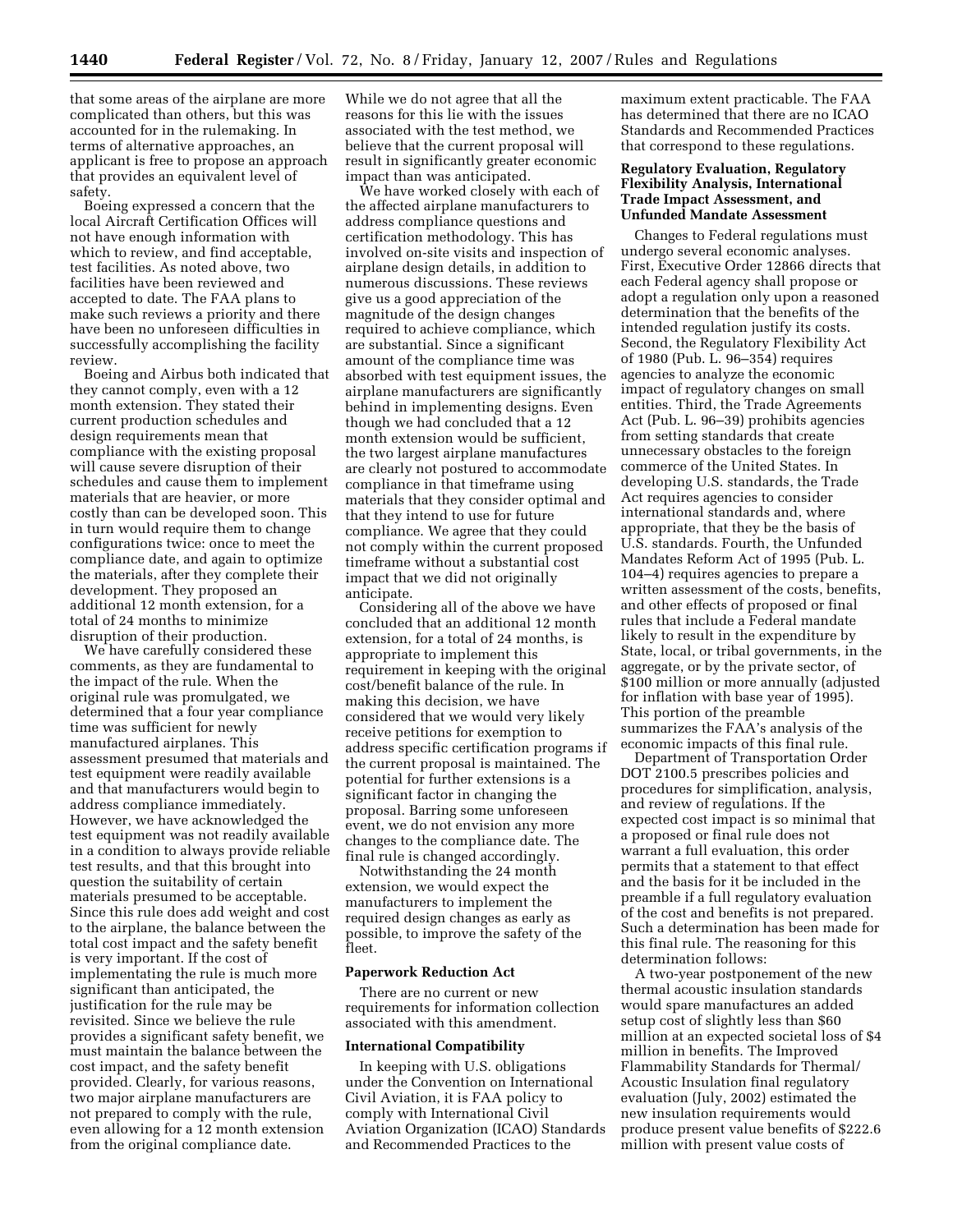that some areas of the airplane are more complicated than others, but this was accounted for in the rulemaking. In terms of alternative approaches, an applicant is free to propose an approach that provides an equivalent level of safety.

Boeing expressed a concern that the local Aircraft Certification Offices will not have enough information with which to review, and find acceptable, test facilities. As noted above, two facilities have been reviewed and accepted to date. The FAA plans to make such reviews a priority and there have been no unforeseen difficulties in successfully accomplishing the facility review.

Boeing and Airbus both indicated that they cannot comply, even with a 12 month extension. They stated their current production schedules and design requirements mean that compliance with the existing proposal will cause severe disruption of their schedules and cause them to implement materials that are heavier, or more costly than can be developed soon. This in turn would require them to change configurations twice: once to meet the compliance date, and again to optimize the materials, after they complete their development. They proposed an additional 12 month extension, for a total of 24 months to minimize disruption of their production.

We have carefully considered these comments, as they are fundamental to the impact of the rule. When the original rule was promulgated, we determined that a four year compliance time was sufficient for newly manufactured airplanes. This assessment presumed that materials and test equipment were readily available and that manufacturers would begin to address compliance immediately. However, we have acknowledged the test equipment was not readily available in a condition to always provide reliable test results, and that this brought into question the suitability of certain materials presumed to be acceptable. Since this rule does add weight and cost to the airplane, the balance between the total cost impact and the safety benefit is very important. If the cost of implementating the rule is much more significant than anticipated, the justification for the rule may be revisited. Since we believe the rule provides a significant safety benefit, we must maintain the balance between the cost impact, and the safety benefit provided. Clearly, for various reasons, two major airplane manufacturers are not prepared to comply with the rule, even allowing for a 12 month extension from the original compliance date. While we do not agree that all the reasons for this lie with the issues associated with the test method, we believe that the current proposal will result in significantly greater economic impact than was anticipated.

We have worked closely with each of the affected airplane manufacturers to address compliance questions and certification methodology. This has involved on-site visits and inspection of airplane design details, in addition to numerous discussions. These reviews give us a good appreciation of the magnitude of the design changes required to achieve compliance, which are substantial. Since a significant amount of the compliance time was absorbed with test equipment issues, the airplane manufacturers are significantly behind in implementing designs. Even though we had concluded that a 12 month extension would be sufficient, the two largest airplane manufactures are clearly not postured to accommodate compliance in that timeframe using materials that they consider optimal and that they intend to use for future compliance. We agree that they could not comply within the current proposed timeframe without a substantial cost impact that we did not originally anticipate.

Considering all of the above we have concluded that an additional 12 month extension, for a total of 24 months, is appropriate to implement this requirement in keeping with the original cost/benefit balance of the rule. In making this decision, we have considered that we would very likely receive petitions for exemption to address specific certification programs if the current proposal is maintained. The potential for further extensions is a significant factor in changing the proposal. Barring some unforeseen event, we do not envision any more changes to the compliance date. The final rule is changed accordingly.

Notwithstanding the 24 month extension, we would expect the manufacturers to implement the required design changes as early as possible, to improve the safety of the fleet.

### Paperwork Reduction Act

There are no current or new requirements for information collection associated with this amendment.

### International Compatibility

In keeping with U.S. obligations under the Convention on International Civil Aviation, it is FAA policy to comply with International Civil Aviation Organization (ICAO) Standards and Recommended Practices to the maximum extent practicable. The FAA has determined that there are no ICAO Standards and Recommended Practices that correspond to these regulations.

### Regulatory Evaluation, Regulatory Flexibility Analysis, International Trade Impact Assessment, and Unfunded Mandate Assessment

Changes to Federal regulations must undergo several economic analyses. First, Executive Order 12866 directs that each Federal agency shall propose or adopt a regulation only upon a reasoned determination that the benefits of the intended regulation justify its costs. Second, the Regulatory Flexibility Act of 1980 (Pub. L. 96–354) requires agencies to analyze the economic impact of regulatory changes on small entities. Third, the Trade Agreements Act (Pub. L. 96–39) prohibits agencies from setting standards that create unnecessary obstacles to the foreign commerce of the United States. In developing U.S. standards, the Trade Act requires agencies to consider international standards and, where appropriate, that they be the basis of U.S. standards. Fourth, the Unfunded Mandates Reform Act of 1995 (Pub. L. 104–4) requires agencies to prepare a written assessment of the costs, benefits, and other effects of proposed or final rules that include a Federal mandate likely to result in the expenditure by State, local, or tribal governments, in the aggregate, or by the private sector, of $100 million or more annually (adjusted for inflation with base year of 1995). This portion of the preamble summarizes the FAA's analysis of the economic impacts of this final rule.

Department of Transportation Order DOT 2100.5 prescribes policies and procedures for simplification, analysis, and review of regulations. If the expected cost impact is so minimal that a proposed or final rule does not warrant a full evaluation, this order permits that a statement to that effect and the basis for it be included in the preamble if a full regulatory evaluation of the cost and benefits is not prepared. Such a determination has been made for this final rule. The reasoning for this determination follows:

A two-year postponement of the new thermal acoustic insulation standards would spare manufactures an added setup cost of slightly less than $60 million at an expected societal loss of $4 million in benefits. The Improved Flammability Standards for Thermal/Acoustic Insulation final regulatory evaluation (July, 2002) estimated the new insulation requirements would produce present value benefits of $222.6 million with present value costs of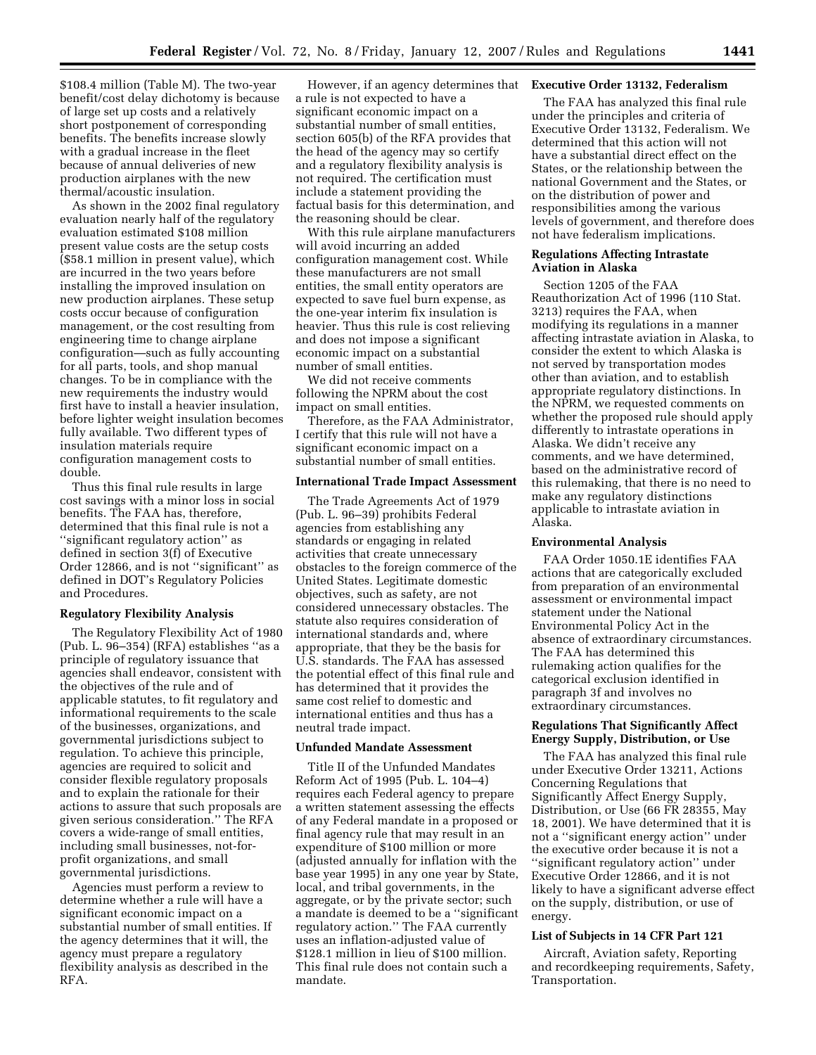$108.4 million (Table M). The two-year benefit/cost delay dichotomy is because of large set up costs and a relatively short postponement of corresponding benefits. The benefits increase slowly with a gradual increase in the fleet because of annual deliveries of new production airplanes with the new thermal/acoustic insulation.

As shown in the 2002 final regulatory evaluation nearly half of the regulatory evaluation estimated $108 million present value costs are the setup costs ($58.1 million in present value), which are incurred in the two years before installing the improved insulation on new production airplanes. These setup costs occur because of configuration management, or the cost resulting from engineering time to change airplane configuration—such as fully accounting for all parts, tools, and shop manual changes. To be in compliance with the new requirements the industry would first have to install a heavier insulation, before lighter weight insulation becomes fully available. Two different types of insulation materials require configuration management costs to double.

Thus this final rule results in large cost savings with a minor loss in social benefits. The FAA has, therefore, determined that this final rule is not a ''significant regulatory action'' as defined in section 3(f) of Executive Order 12866, and is not ''significant'' as defined in DOT's Regulatory Policies and Procedures.

## Regulatory Flexibility Analysis

The Regulatory Flexibility Act of 1980 (Pub. L. 96–354) (RFA) establishes ''as a principle of regulatory issuance that agencies shall endeavor, consistent with the objectives of the rule and of applicable statutes, to fit regulatory and informational requirements to the scale of the businesses, organizations, and governmental jurisdictions subject to regulation. To achieve this principle, agencies are required to solicit and consider flexible regulatory proposals and to explain the rationale for their actions to assure that such proposals are given serious consideration.'' The RFA covers a wide-range of small entities, including small businesses, not-for-profit organizations, and small governmental jurisdictions.

Agencies must perform a review to determine whether a rule will have a significant economic impact on a substantial number of small entities. If the agency determines that it will, the agency must prepare a regulatory flexibility analysis as described in the RFA.

However, if an agency determines that a rule is not expected to have a significant economic impact on a substantial number of small entities, section 605(b) of the RFA provides that the head of the agency may so certify and a regulatory flexibility analysis is not required. The certification must include a statement providing the factual basis for this determination, and the reasoning should be clear.

With this rule airplane manufacturers will avoid incurring an added configuration management cost. While these manufacturers are not small entities, the small entity operators are expected to save fuel burn expense, as the one-year interim fix insulation is heavier. Thus this rule is cost relieving and does not impose a significant economic impact on a substantial number of small entities.

We did not receive comments following the NPRM about the cost impact on small entities.

Therefore, as the FAA Administrator, I certify that this rule will not have a significant economic impact on a substantial number of small entities.

## International Trade Impact Assessment

The Trade Agreements Act of 1979 (Pub. L. 96–39) prohibits Federal agencies from establishing any standards or engaging in related activities that create unnecessary obstacles to the foreign commerce of the United States. Legitimate domestic objectives, such as safety, are not considered unnecessary obstacles. The statute also requires consideration of international standards and, where appropriate, that they be the basis for U.S. standards. The FAA has assessed the potential effect of this final rule and has determined that it provides the same cost relief to domestic and international entities and thus has a neutral trade impact.

## Unfunded Mandate Assessment

Title II of the Unfunded Mandates Reform Act of 1995 (Pub. L. 104–4) requires each Federal agency to prepare a written statement assessing the effects of any Federal mandate in a proposed or final agency rule that may result in an expenditure of $100 million or more (adjusted annually for inflation with the base year 1995) in any one year by State, local, and tribal governments, in the aggregate, or by the private sector; such a mandate is deemed to be a ''significant regulatory action.'' The FAA currently uses an inflation-adjusted value of $128.1 million in lieu of $100 million. This final rule does not contain such a mandate.

## Executive Order 13132, Federalism

The FAA has analyzed this final rule under the principles and criteria of Executive Order 13132, Federalism. We determined that this action will not have a substantial direct effect on the States, or the relationship between the national Government and the States, or on the distribution of power and responsibilities among the various levels of government, and therefore does not have federalism implications.

## Regulations Affecting Intrastate Aviation in Alaska

Section 1205 of the FAA Reauthorization Act of 1996 (110 Stat. 3213) requires the FAA, when modifying its regulations in a manner affecting intrastate aviation in Alaska, to consider the extent to which Alaska is not served by transportation modes other than aviation, and to establish appropriate regulatory distinctions. In the NPRM, we requested comments on whether the proposed rule should apply differently to intrastate operations in Alaska. We didn't receive any comments, and we have determined, based on the administrative record of this rulemaking, that there is no need to make any regulatory distinctions applicable to intrastate aviation in Alaska.

## Environmental Analysis

FAA Order 1050.1E identifies FAA actions that are categorically excluded from preparation of an environmental assessment or environmental impact statement under the National Environmental Policy Act in the absence of extraordinary circumstances. The FAA has determined this rulemaking action qualifies for the categorical exclusion identified in paragraph 3f and involves no extraordinary circumstances.

## Regulations That Significantly Affect Energy Supply, Distribution, or Use

The FAA has analyzed this final rule under Executive Order 13211, Actions Concerning Regulations that Significantly Affect Energy Supply, Distribution, or Use (66 FR 28355, May 18, 2001). We have determined that it is not a ''significant energy action'' under the executive order because it is not a ''significant regulatory action'' under Executive Order 12866, and it is not likely to have a significant adverse effect on the supply, distribution, or use of energy.

## List of Subjects in 14 CFR Part 121

Aircraft, Aviation safety, Reporting and recordkeeping requirements, Safety, Transportation.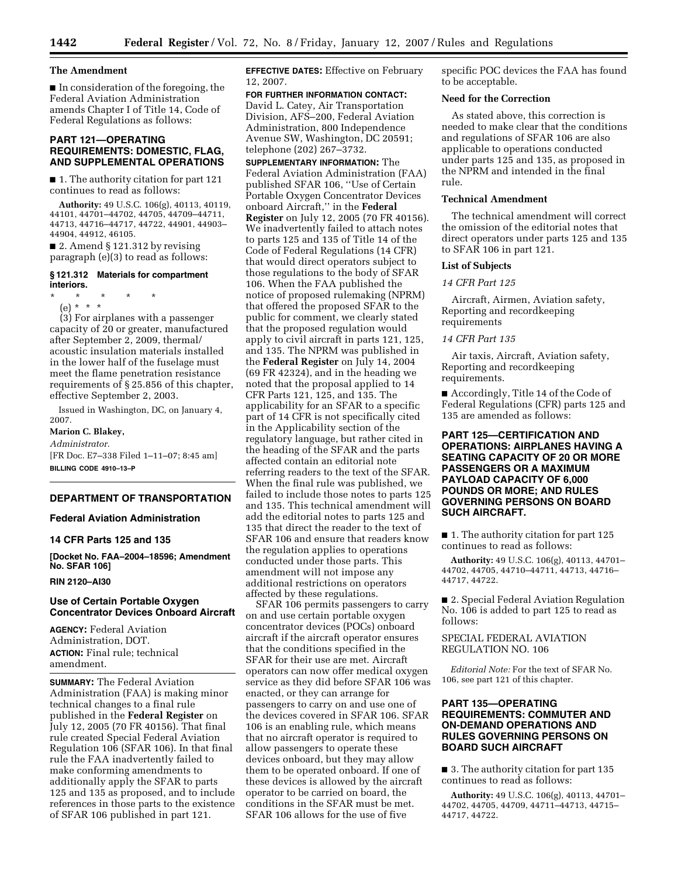**The Amendment**

■ In consideration of the foregoing, the Federal Aviation Administration amends Chapter I of Title 14, Code of Federal Regulations as follows:

## PART 121—OPERATING REQUIREMENTS: DOMESTIC, FLAG, AND SUPPLEMENTAL OPERATIONS

■ 1. The authority citation for part 121 continues to read as follows:

**Authority:** 49 U.S.C. 106(g), 40113, 40119, 44101, 44701–44702, 44705, 44709–44711, 44713, 44716–44717, 44722, 44901, 44903–44904, 44912, 46105.

■ 2. Amend § 121.312 by revising paragraph (e)(3) to read as follows:

**§ 121.312 Materials for compartment interiors.**

\* \* \* \* \*

(e) \* \* \*

(3) For airplanes with a passenger capacity of 20 or greater, manufactured after September 2, 2009, thermal/acoustic insulation materials installed in the lower half of the fuselage must meet the flame penetration resistance requirements of § 25.856 of this chapter, effective September 2, 2003.

Issued in Washington, DC, on January 4, 2007.

**Marion C. Blakey,**

*Administrator.*

[FR Doc. E7–338 Filed 1–11–07; 8:45 am]

**BILLING CODE 4910–13–P**

---

## DEPARTMENT OF TRANSPORTATION

### Federal Aviation Administration

### 14 CFR Parts 125 and 135

**[Docket No. FAA–2004–18596; Amendment No. SFAR 106]**

**RIN 2120–AI30**

### Use of Certain Portable Oxygen Concentrator Devices Onboard Aircraft

**AGENCY:** Federal Aviation Administration, DOT.

**ACTION:** Final rule; technical amendment.

**SUMMARY:** The Federal Aviation Administration (FAA) is making minor technical changes to a final rule published in the **Federal Register** on July 12, 2005 (70 FR 40156). That final rule created Special Federal Aviation Regulation 106 (SFAR 106). In that final rule the FAA inadvertently failed to make conforming amendments to additionally apply the SFAR to parts 125 and 135 as proposed, and to include references in those parts to the existence of SFAR 106 published in part 121.

**EFFECTIVE DATES:** Effective on February 12, 2007.

**FOR FURTHER INFORMATION CONTACT:** David L. Catey, Air Transportation Division, AFS–200, Federal Aviation Administration, 800 Independence Avenue SW, Washington, DC 20591; telephone (202) 267–3732.

**SUPPLEMENTARY INFORMATION:** The Federal Aviation Administration (FAA) published SFAR 106, ''Use of Certain Portable Oxygen Concentrator Devices onboard Aircraft,'' in the **Federal Register** on July 12, 2005 (70 FR 40156). We inadvertently failed to attach notes to parts 125 and 135 of Title 14 of the Code of Federal Regulations (14 CFR) that would direct operators subject to those regulations to the body of SFAR 106. When the FAA published the notice of proposed rulemaking (NPRM) that offered the proposed SFAR to the public for comment, we clearly stated that the proposed regulation would apply to civil aircraft in parts 121, 125, and 135. The NPRM was published in the **Federal Register** on July 14, 2004 (69 FR 42324), and in the heading we noted that the proposal applied to 14 CFR Parts 121, 125, and 135. The applicability for an SFAR to a specific part of 14 CFR is not specifically cited in the Applicability section of the regulatory language, but rather cited in the heading of the SFAR and the parts affected contain an editorial note referring readers to the text of the SFAR. When the final rule was published, we failed to include those notes to parts 125 and 135. This technical amendment will add the editorial notes to parts 125 and 135 that direct the reader to the text of SFAR 106 and ensure that readers know the regulation applies to operations conducted under those parts. This amendment will not impose any additional restrictions on operators affected by these regulations.

SFAR 106 permits passengers to carry on and use certain portable oxygen concentrator devices (POCs) onboard aircraft if the aircraft operator ensures that the conditions specified in the SFAR for their use are met. Aircraft operators can now offer medical oxygen service as they did before SFAR 106 was enacted, or they can arrange for passengers to carry on and use one of the devices covered in SFAR 106. SFAR 106 is an enabling rule, which means that no aircraft operator is required to allow passengers to operate these devices onboard, but they may allow them to be operated onboard. If one of these devices is allowed by the aircraft operator to be carried on board, the conditions in the SFAR must be met. SFAR 106 allows for the use of five specific POC devices the FAA has found to be acceptable.

**Need for the Correction**

As stated above, this correction is needed to make clear that the conditions and regulations of SFAR 106 are also applicable to operations conducted under parts 125 and 135, as proposed in the NPRM and intended in the final rule.

**Technical Amendment**

The technical amendment will correct the omission of the editorial notes that direct operators under parts 125 and 135 to SFAR 106 in part 121.

**List of Subjects**

*14 CFR Part 125*

Aircraft, Airmen, Aviation safety, Reporting and recordkeeping requirements

*14 CFR Part 135*

Air taxis, Aircraft, Aviation safety, Reporting and recordkeeping requirements.

■ Accordingly, Title 14 of the Code of Federal Regulations (CFR) parts 125 and 135 are amended as follows:

## PART 125—CERTIFICATION AND OPERATIONS: AIRPLANES HAVING A SEATING CAPACITY OF 20 OR MORE PASSENGERS OR A MAXIMUM PAYLOAD CAPACITY OF 6,000 POUNDS OR MORE; AND RULES GOVERNING PERSONS ON BOARD SUCH AIRCRAFT.

■ 1. The authority citation for part 125 continues to read as follows:

**Authority:** 49 U.S.C. 106(g), 40113, 44701–44702, 44705, 44710–44711, 44713, 44716–44717, 44722.

■ 2. Special Federal Aviation Regulation No. 106 is added to part 125 to read as follows:

SPECIAL FEDERAL AVIATION REGULATION NO. 106

*Editorial Note:* For the text of SFAR No. 106, see part 121 of this chapter.

## PART 135—OPERATING REQUIREMENTS: COMMUTER AND ON-DEMAND OPERATIONS AND RULES GOVERNING PERSONS ON BOARD SUCH AIRCRAFT

■ 3. The authority citation for part 135 continues to read as follows:

**Authority:** 49 U.S.C. 106(g), 40113, 44701–44702, 44705, 44709, 44711–44713, 44715–44717, 44722.